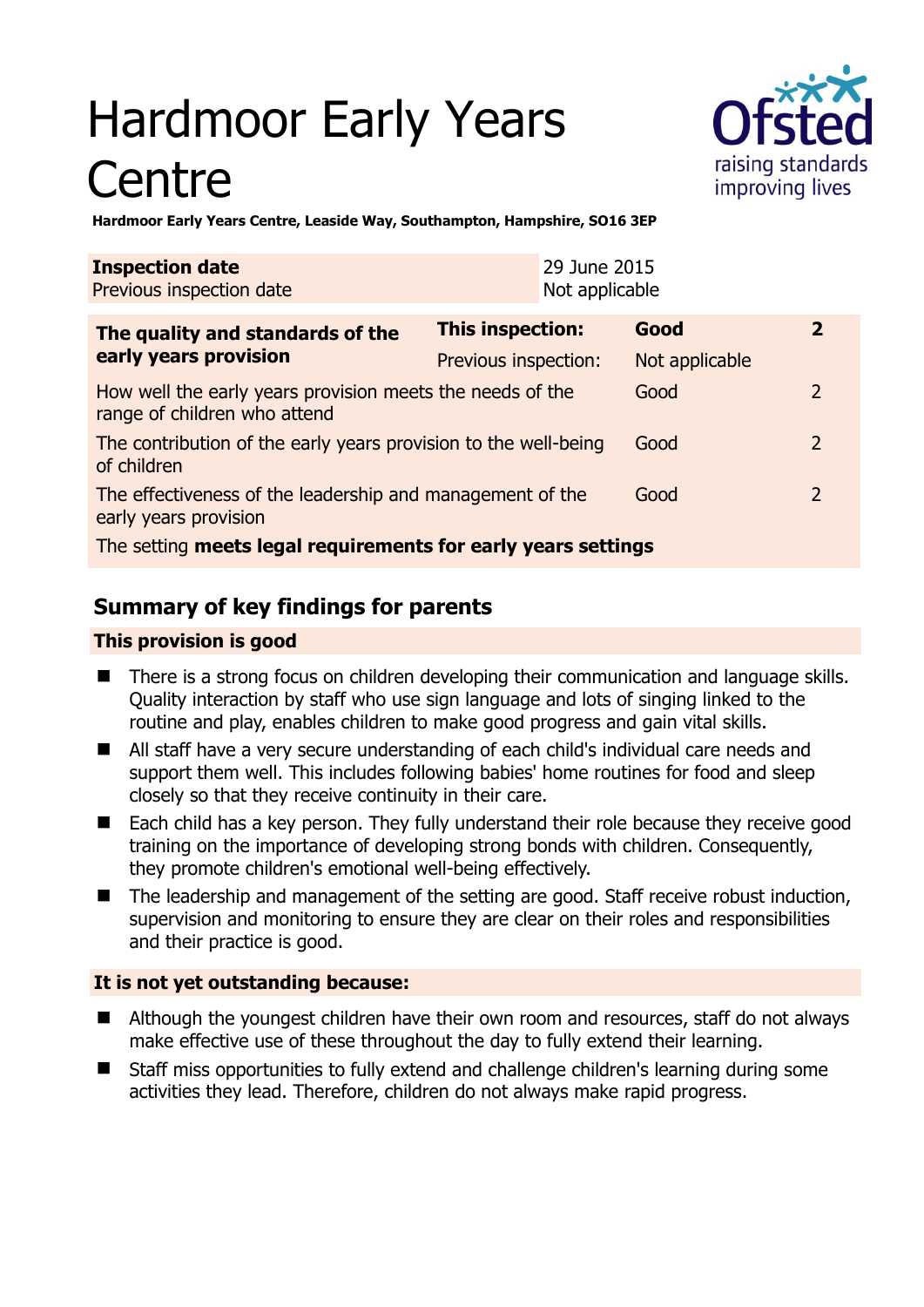# Hardmoor Early Years Centre

**Hardmoor Early Years Centre, Leaside Way, Southampton, Hampshire, SO16 3EP**

| **Inspection date** | 29 June 2015 |
|---|---|
| Previous inspection date | Not applicable |

| **The quality and standards of the early years provision** | **This inspection:** | **Good** | **2** |
|---|---|---|---|
| | Previous inspection: | Not applicable | |
| How well the early years provision meets the needs of the range of children who attend | | Good | 2 |
| The contribution of the early years provision to the well-being of children | | Good | 2 |
| The effectiveness of the leadership and management of the early years provision | | Good | 2 |
| The setting **meets legal requirements for early years settings** | | | |

## Summary of key findings for parents

### This provision is good

- There is a strong focus on children developing their communication and language skills. Quality interaction by staff who use sign language and lots of singing linked to the routine and play, enables children to make good progress and gain vital skills.
- All staff have a very secure understanding of each child's individual care needs and support them well. This includes following babies' home routines for food and sleep closely so that they receive continuity in their care.
- Each child has a key person. They fully understand their role because they receive good training on the importance of developing strong bonds with children. Consequently, they promote children's emotional well-being effectively.
- The leadership and management of the setting are good. Staff receive robust induction, supervision and monitoring to ensure they are clear on their roles and responsibilities and their practice is good.

### It is not yet outstanding because:

- Although the youngest children have their own room and resources, staff do not always make effective use of these throughout the day to fully extend their learning.
- Staff miss opportunities to fully extend and challenge children's learning during some activities they lead. Therefore, children do not always make rapid progress.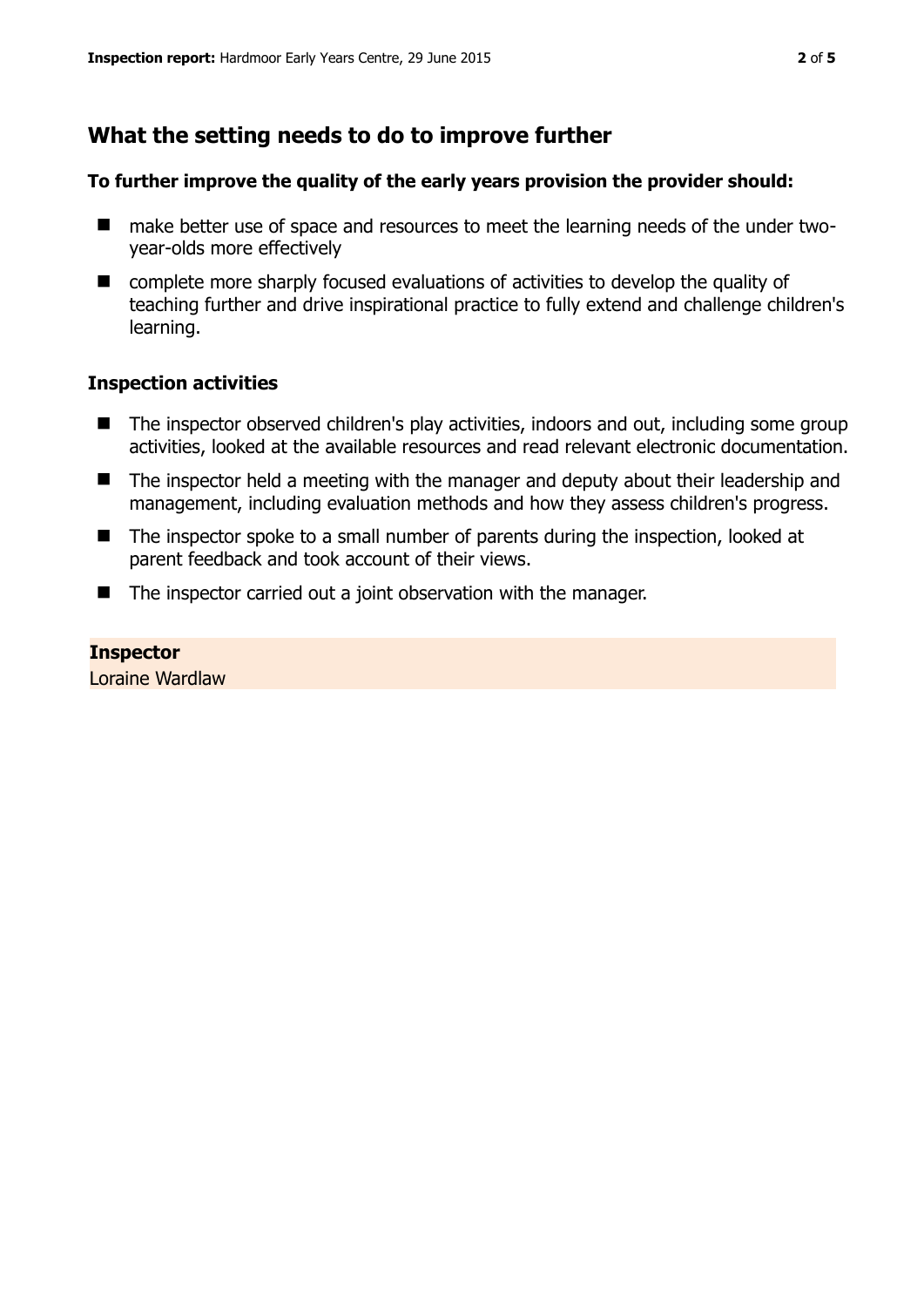## What the setting needs to do to improve further

**To further improve the quality of the early years provision the provider should:**

- make better use of space and resources to meet the learning needs of the under two-year-olds more effectively
- complete more sharply focused evaluations of activities to develop the quality of teaching further and drive inspirational practice to fully extend and challenge children's learning.

### Inspection activities

- The inspector observed children's play activities, indoors and out, including some group activities, looked at the available resources and read relevant electronic documentation.
- The inspector held a meeting with the manager and deputy about their leadership and management, including evaluation methods and how they assess children's progress.
- The inspector spoke to a small number of parents during the inspection, looked at parent feedback and took account of their views.
- The inspector carried out a joint observation with the manager.

**Inspector**
Loraine Wardlaw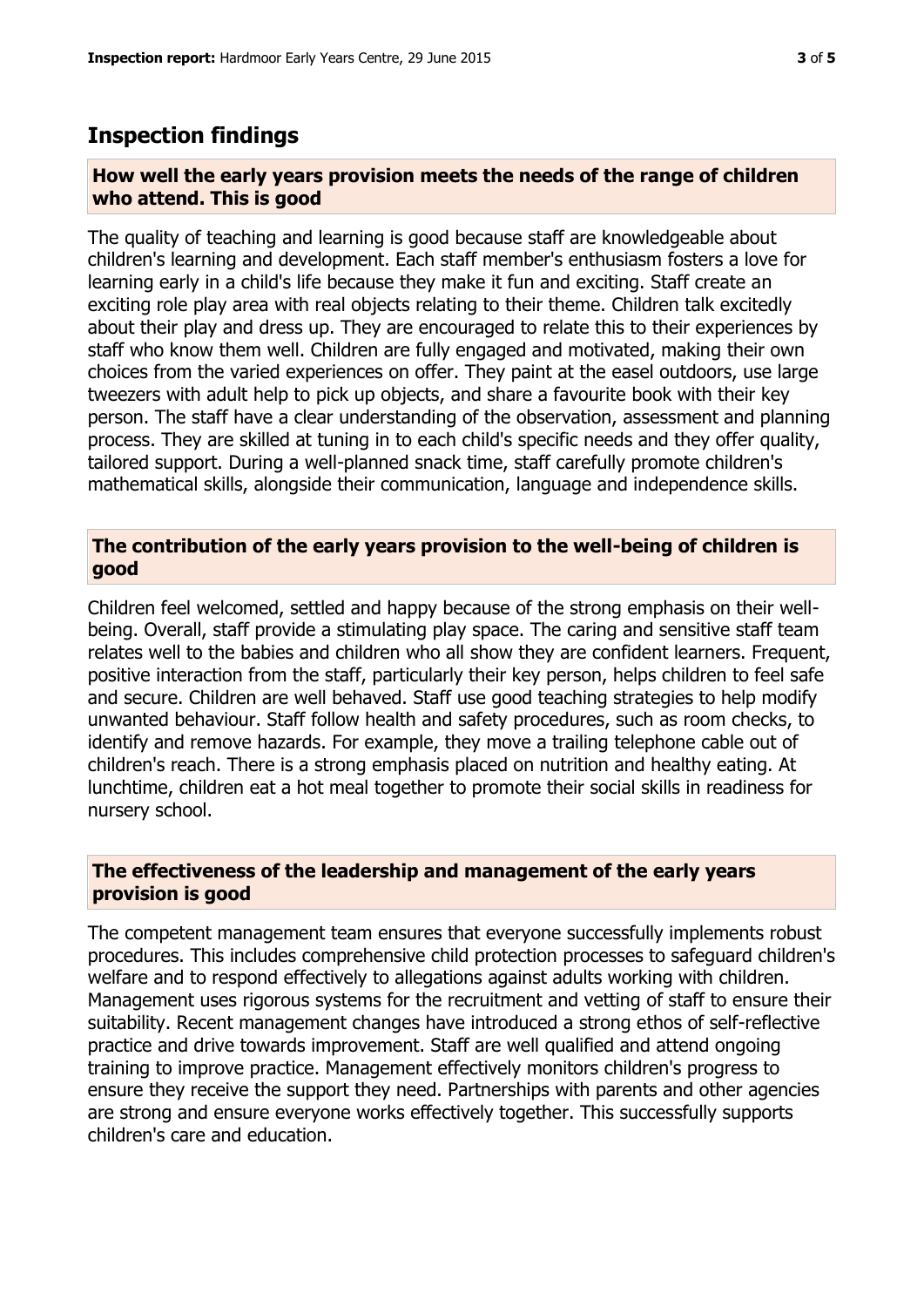## Inspection findings

### How well the early years provision meets the needs of the range of children who attend. This is good

The quality of teaching and learning is good because staff are knowledgeable about children's learning and development. Each staff member's enthusiasm fosters a love for learning early in a child's life because they make it fun and exciting. Staff create an exciting role play area with real objects relating to their theme. Children talk excitedly about their play and dress up. They are encouraged to relate this to their experiences by staff who know them well. Children are fully engaged and motivated, making their own choices from the varied experiences on offer. They paint at the easel outdoors, use large tweezers with adult help to pick up objects, and share a favourite book with their key person. The staff have a clear understanding of the observation, assessment and planning process. They are skilled at tuning in to each child's specific needs and they offer quality, tailored support. During a well-planned snack time, staff carefully promote children's mathematical skills, alongside their communication, language and independence skills.

### The contribution of the early years provision to the well-being of children is good

Children feel welcomed, settled and happy because of the strong emphasis on their well-being. Overall, staff provide a stimulating play space. The caring and sensitive staff team relates well to the babies and children who all show they are confident learners. Frequent, positive interaction from the staff, particularly their key person, helps children to feel safe and secure. Children are well behaved. Staff use good teaching strategies to help modify unwanted behaviour. Staff follow health and safety procedures, such as room checks, to identify and remove hazards. For example, they move a trailing telephone cable out of children's reach. There is a strong emphasis placed on nutrition and healthy eating. At lunchtime, children eat a hot meal together to promote their social skills in readiness for nursery school.

### The effectiveness of the leadership and management of the early years provision is good

The competent management team ensures that everyone successfully implements robust procedures. This includes comprehensive child protection processes to safeguard children's welfare and to respond effectively to allegations against adults working with children. Management uses rigorous systems for the recruitment and vetting of staff to ensure their suitability. Recent management changes have introduced a strong ethos of self-reflective practice and drive towards improvement. Staff are well qualified and attend ongoing training to improve practice. Management effectively monitors children's progress to ensure they receive the support they need. Partnerships with parents and other agencies are strong and ensure everyone works effectively together. This successfully supports children's care and education.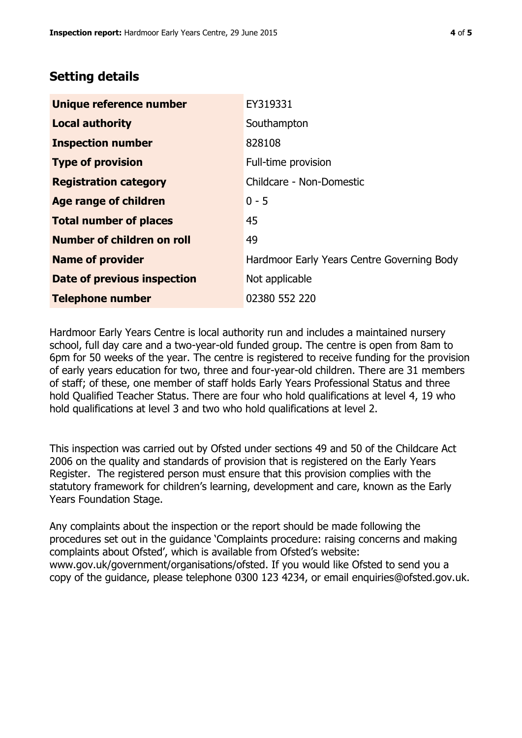## Setting details

| | |
|---|---|
| **Unique reference number** | EY319331 |
| **Local authority** | Southampton |
| **Inspection number** | 828108 |
| **Type of provision** | Full-time provision |
| **Registration category** | Childcare - Non-Domestic |
| **Age range of children** | 0 - 5 |
| **Total number of places** | 45 |
| **Number of children on roll** | 49 |
| **Name of provider** | Hardmoor Early Years Centre Governing Body |
| **Date of previous inspection** | Not applicable |
| **Telephone number** | 02380 552 220 |

Hardmoor Early Years Centre is local authority run and includes a maintained nursery school, full day care and a two-year-old funded group. The centre is open from 8am to 6pm for 50 weeks of the year. The centre is registered to receive funding for the provision of early years education for two, three and four-year-old children. There are 31 members of staff; of these, one member of staff holds Early Years Professional Status and three hold Qualified Teacher Status. There are four who hold qualifications at level 4, 19 who hold qualifications at level 3 and two who hold qualifications at level 2.

This inspection was carried out by Ofsted under sections 49 and 50 of the Childcare Act 2006 on the quality and standards of provision that is registered on the Early Years Register. The registered person must ensure that this provision complies with the statutory framework for children's learning, development and care, known as the Early Years Foundation Stage.

Any complaints about the inspection or the report should be made following the procedures set out in the guidance 'Complaints procedure: raising concerns and making complaints about Ofsted', which is available from Ofsted's website: www.gov.uk/government/organisations/ofsted. If you would like Ofsted to send you a copy of the guidance, please telephone 0300 123 4234, or email enquiries@ofsted.gov.uk.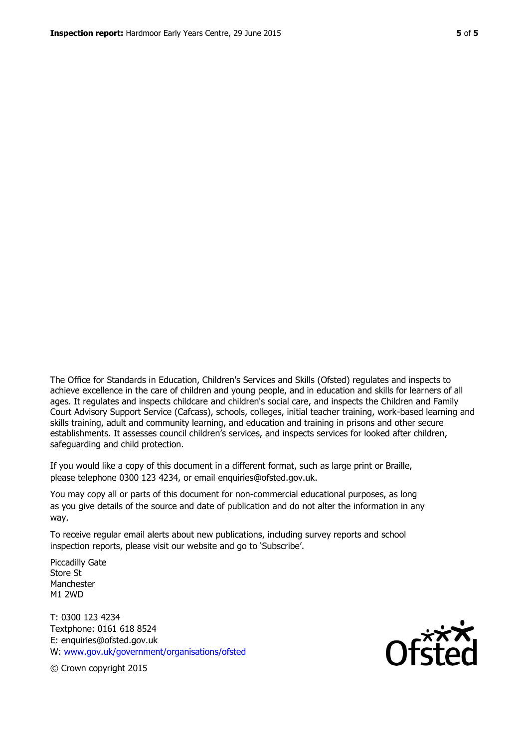The Office for Standards in Education, Children's Services and Skills (Ofsted) regulates and inspects to achieve excellence in the care of children and young people, and in education and skills for learners of all ages. It regulates and inspects childcare and children's social care, and inspects the Children and Family Court Advisory Support Service (Cafcass), schools, colleges, initial teacher training, work-based learning and skills training, adult and community learning, and education and training in prisons and other secure establishments. It assesses council children's services, and inspects services for looked after children, safeguarding and child protection.

If you would like a copy of this document in a different format, such as large print or Braille, please telephone 0300 123 4234, or email enquiries@ofsted.gov.uk.

You may copy all or parts of this document for non-commercial educational purposes, as long as you give details of the source and date of publication and do not alter the information in any way.

To receive regular email alerts about new publications, including survey reports and school inspection reports, please visit our website and go to 'Subscribe'.

Piccadilly Gate
Store St
Manchester
M1 2WD

T: 0300 123 4234
Textphone: 0161 618 8524
E: enquiries@ofsted.gov.uk
W: www.gov.uk/government/organisations/ofsted

© Crown copyright 2015